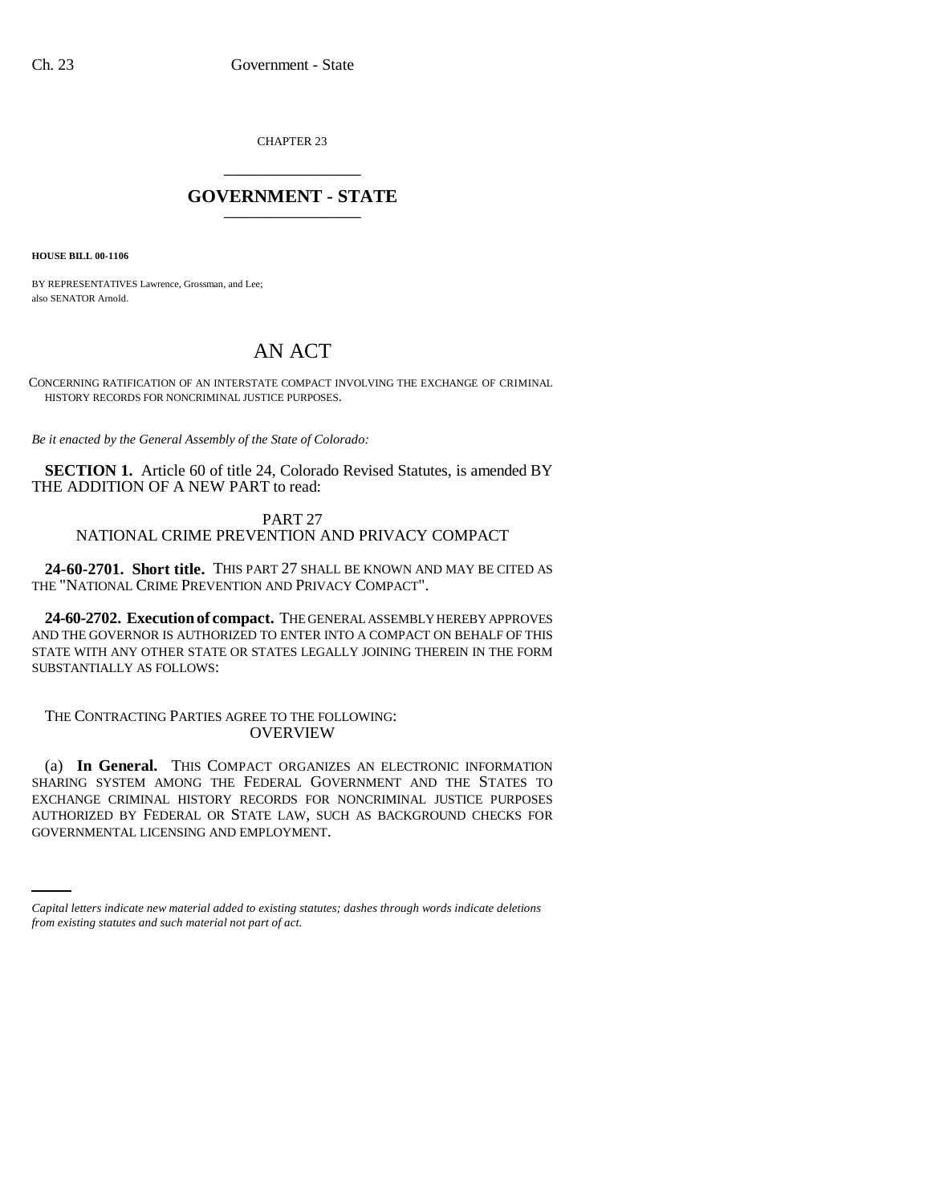CHAPTER 23

## GOVERNMENT - STATE

**HOUSE BILL 00-1106**

BY REPRESENTATIVES Lawrence, Grossman, and Lee;
also SENATOR Arnold.

# AN ACT

CONCERNING RATIFICATION OF AN INTERSTATE COMPACT INVOLVING THE EXCHANGE OF CRIMINAL HISTORY RECORDS FOR NONCRIMINAL JUSTICE PURPOSES.

*Be it enacted by the General Assembly of the State of Colorado:*

**SECTION 1.** Article 60 of title 24, Colorado Revised Statutes, is amended BY THE ADDITION OF A NEW PART to read:

PART 27
NATIONAL CRIME PREVENTION AND PRIVACY COMPACT

**24-60-2701. Short title.** THIS PART 27 SHALL BE KNOWN AND MAY BE CITED AS THE "NATIONAL CRIME PREVENTION AND PRIVACY COMPACT".

**24-60-2702. Execution of compact.** THE GENERAL ASSEMBLY HEREBY APPROVES AND THE GOVERNOR IS AUTHORIZED TO ENTER INTO A COMPACT ON BEHALF OF THIS STATE WITH ANY OTHER STATE OR STATES LEGALLY JOINING THEREIN IN THE FORM SUBSTANTIALLY AS FOLLOWS:

THE CONTRACTING PARTIES AGREE TO THE FOLLOWING:
OVERVIEW

(a) **In General.** THIS COMPACT ORGANIZES AN ELECTRONIC INFORMATION SHARING SYSTEM AMONG THE FEDERAL GOVERNMENT AND THE STATES TO EXCHANGE CRIMINAL HISTORY RECORDS FOR NONCRIMINAL JUSTICE PURPOSES AUTHORIZED BY FEDERAL OR STATE LAW, SUCH AS BACKGROUND CHECKS FOR GOVERNMENTAL LICENSING AND EMPLOYMENT.

*Capital letters indicate new material added to existing statutes; dashes through words indicate deletions from existing statutes and such material not part of act.*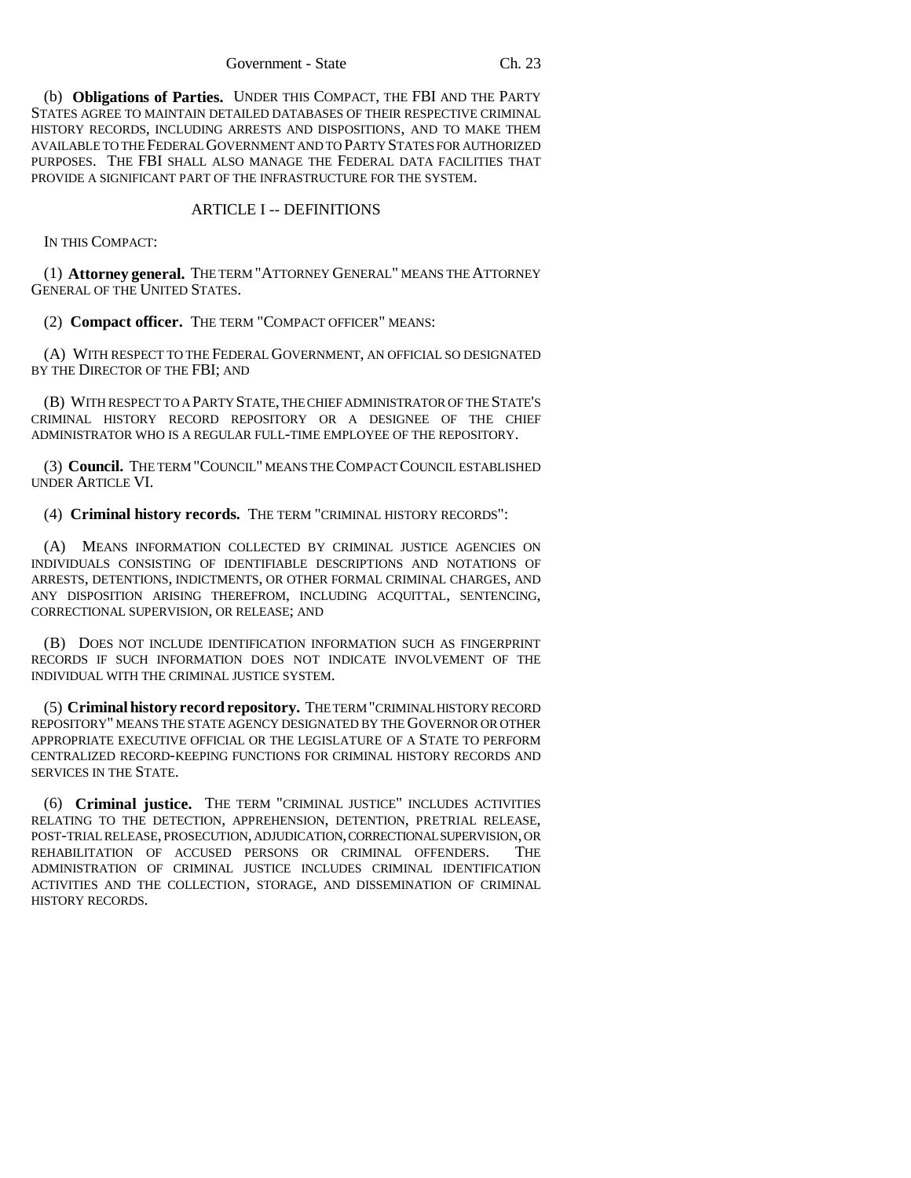(b) **Obligations of Parties.** UNDER THIS COMPACT, THE FBI AND THE PARTY STATES AGREE TO MAINTAIN DETAILED DATABASES OF THEIR RESPECTIVE CRIMINAL HISTORY RECORDS, INCLUDING ARRESTS AND DISPOSITIONS, AND TO MAKE THEM AVAILABLE TO THE FEDERAL GOVERNMENT AND TO PARTY STATES FOR AUTHORIZED PURPOSES. THE FBI SHALL ALSO MANAGE THE FEDERAL DATA FACILITIES THAT PROVIDE A SIGNIFICANT PART OF THE INFRASTRUCTURE FOR THE SYSTEM.

## ARTICLE I -- DEFINITIONS

IN THIS COMPACT:

(1) **Attorney general.** THE TERM "ATTORNEY GENERAL" MEANS THE ATTORNEY GENERAL OF THE UNITED STATES.

(2) **Compact officer.** THE TERM "COMPACT OFFICER" MEANS:

(A) WITH RESPECT TO THE FEDERAL GOVERNMENT, AN OFFICIAL SO DESIGNATED BY THE DIRECTOR OF THE FBI; AND

(B) WITH RESPECT TO A PARTY STATE, THE CHIEF ADMINISTRATOR OF THE STATE'S CRIMINAL HISTORY RECORD REPOSITORY OR A DESIGNEE OF THE CHIEF ADMINISTRATOR WHO IS A REGULAR FULL-TIME EMPLOYEE OF THE REPOSITORY.

(3) **Council.** THE TERM "COUNCIL" MEANS THE COMPACT COUNCIL ESTABLISHED UNDER ARTICLE VI.

(4) **Criminal history records.** THE TERM "CRIMINAL HISTORY RECORDS":

(A) MEANS INFORMATION COLLECTED BY CRIMINAL JUSTICE AGENCIES ON INDIVIDUALS CONSISTING OF IDENTIFIABLE DESCRIPTIONS AND NOTATIONS OF ARRESTS, DETENTIONS, INDICTMENTS, OR OTHER FORMAL CRIMINAL CHARGES, AND ANY DISPOSITION ARISING THEREFROM, INCLUDING ACQUITTAL, SENTENCING, CORRECTIONAL SUPERVISION, OR RELEASE; AND

(B) DOES NOT INCLUDE IDENTIFICATION INFORMATION SUCH AS FINGERPRINT RECORDS IF SUCH INFORMATION DOES NOT INDICATE INVOLVEMENT OF THE INDIVIDUAL WITH THE CRIMINAL JUSTICE SYSTEM.

(5) **Criminal history record repository.** THE TERM "CRIMINAL HISTORY RECORD REPOSITORY" MEANS THE STATE AGENCY DESIGNATED BY THE GOVERNOR OR OTHER APPROPRIATE EXECUTIVE OFFICIAL OR THE LEGISLATURE OF A STATE TO PERFORM CENTRALIZED RECORD-KEEPING FUNCTIONS FOR CRIMINAL HISTORY RECORDS AND SERVICES IN THE STATE.

(6) **Criminal justice.** THE TERM "CRIMINAL JUSTICE" INCLUDES ACTIVITIES RELATING TO THE DETECTION, APPREHENSION, DETENTION, PRETRIAL RELEASE, POST-TRIAL RELEASE, PROSECUTION, ADJUDICATION, CORRECTIONAL SUPERVISION, OR REHABILITATION OF ACCUSED PERSONS OR CRIMINAL OFFENDERS. THE ADMINISTRATION OF CRIMINAL JUSTICE INCLUDES CRIMINAL IDENTIFICATION ACTIVITIES AND THE COLLECTION, STORAGE, AND DISSEMINATION OF CRIMINAL HISTORY RECORDS.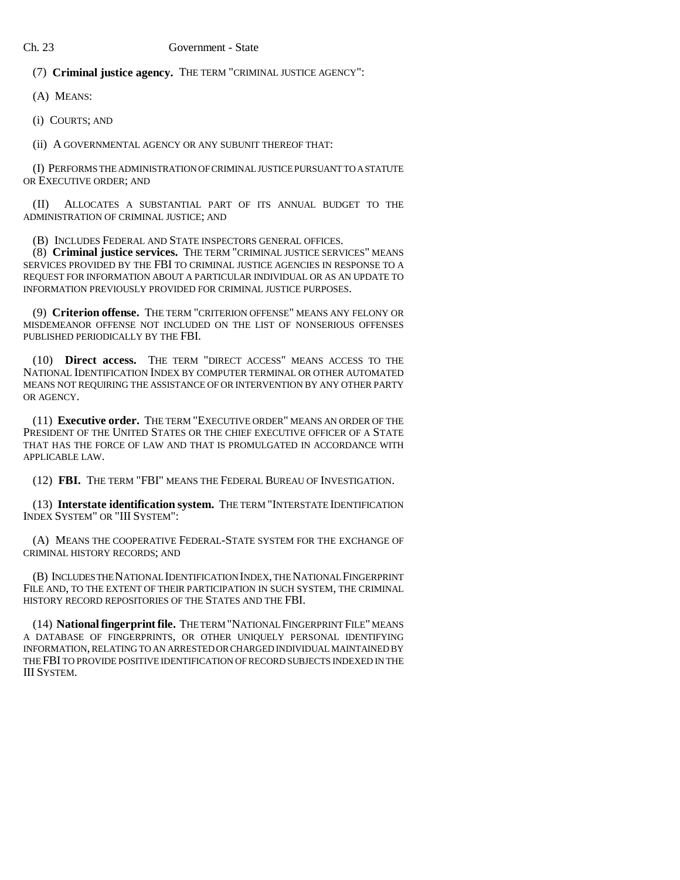(7) **Criminal justice agency.** THE TERM "CRIMINAL JUSTICE AGENCY":

(A) MEANS:

(i) COURTS; AND

(ii) A GOVERNMENTAL AGENCY OR ANY SUBUNIT THEREOF THAT:

(I) PERFORMS THE ADMINISTRATION OF CRIMINAL JUSTICE PURSUANT TO A STATUTE OR EXECUTIVE ORDER; AND

(II) ALLOCATES A SUBSTANTIAL PART OF ITS ANNUAL BUDGET TO THE ADMINISTRATION OF CRIMINAL JUSTICE; AND

(B) INCLUDES FEDERAL AND STATE INSPECTORS GENERAL OFFICES.

(8) **Criminal justice services.** THE TERM "CRIMINAL JUSTICE SERVICES" MEANS SERVICES PROVIDED BY THE FBI TO CRIMINAL JUSTICE AGENCIES IN RESPONSE TO A REQUEST FOR INFORMATION ABOUT A PARTICULAR INDIVIDUAL OR AS AN UPDATE TO INFORMATION PREVIOUSLY PROVIDED FOR CRIMINAL JUSTICE PURPOSES.

(9) **Criterion offense.** THE TERM "CRITERION OFFENSE" MEANS ANY FELONY OR MISDEMEANOR OFFENSE NOT INCLUDED ON THE LIST OF NONSERIOUS OFFENSES PUBLISHED PERIODICALLY BY THE FBI.

(10) **Direct access.** THE TERM "DIRECT ACCESS" MEANS ACCESS TO THE NATIONAL IDENTIFICATION INDEX BY COMPUTER TERMINAL OR OTHER AUTOMATED MEANS NOT REQUIRING THE ASSISTANCE OF OR INTERVENTION BY ANY OTHER PARTY OR AGENCY.

(11) **Executive order.** THE TERM "EXECUTIVE ORDER" MEANS AN ORDER OF THE PRESIDENT OF THE UNITED STATES OR THE CHIEF EXECUTIVE OFFICER OF A STATE THAT HAS THE FORCE OF LAW AND THAT IS PROMULGATED IN ACCORDANCE WITH APPLICABLE LAW.

(12) **FBI.** THE TERM "FBI" MEANS THE FEDERAL BUREAU OF INVESTIGATION.

(13) **Interstate identification system.** THE TERM "INTERSTATE IDENTIFICATION INDEX SYSTEM" OR "III SYSTEM":

(A) MEANS THE COOPERATIVE FEDERAL-STATE SYSTEM FOR THE EXCHANGE OF CRIMINAL HISTORY RECORDS; AND

(B) INCLUDES THE NATIONAL IDENTIFICATION INDEX, THE NATIONAL FINGERPRINT FILE AND, TO THE EXTENT OF THEIR PARTICIPATION IN SUCH SYSTEM, THE CRIMINAL HISTORY RECORD REPOSITORIES OF THE STATES AND THE FBI.

(14) **National fingerprint file.** THE TERM "NATIONAL FINGERPRINT FILE" MEANS A DATABASE OF FINGERPRINTS, OR OTHER UNIQUELY PERSONAL IDENTIFYING INFORMATION, RELATING TO AN ARRESTED OR CHARGED INDIVIDUAL MAINTAINED BY THE FBI TO PROVIDE POSITIVE IDENTIFICATION OF RECORD SUBJECTS INDEXED IN THE III SYSTEM.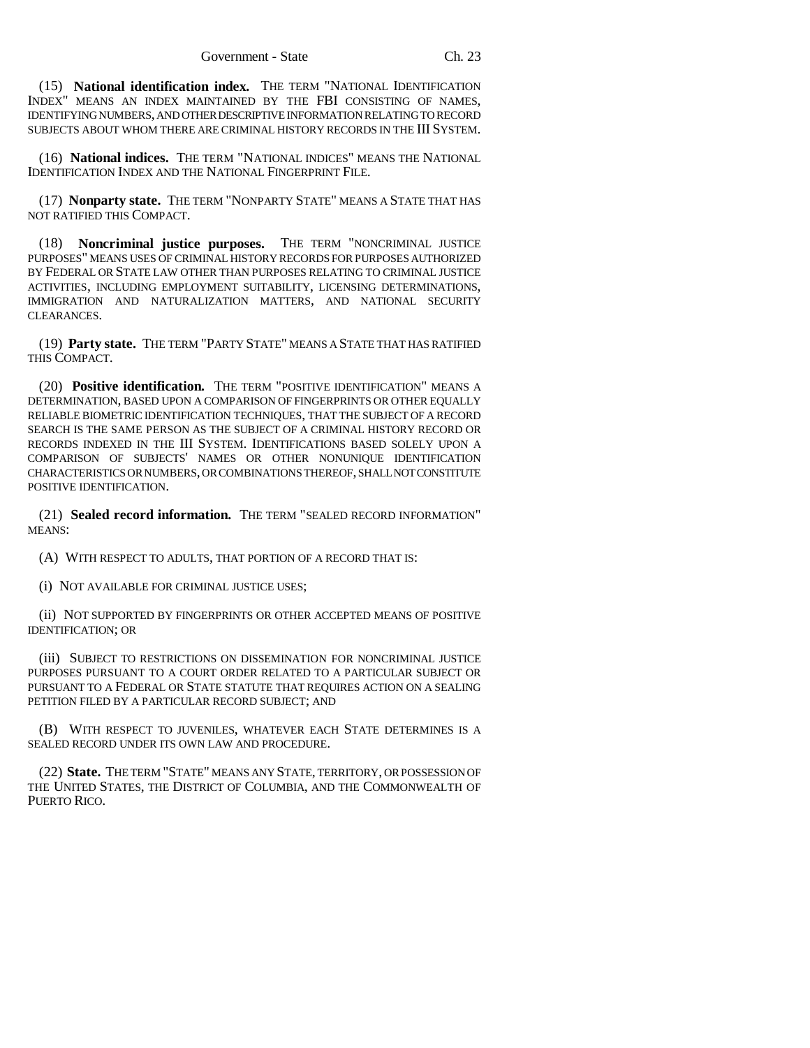(15) **National identification index.** THE TERM "NATIONAL IDENTIFICATION INDEX" MEANS AN INDEX MAINTAINED BY THE FBI CONSISTING OF NAMES, IDENTIFYING NUMBERS, AND OTHER DESCRIPTIVE INFORMATION RELATING TO RECORD SUBJECTS ABOUT WHOM THERE ARE CRIMINAL HISTORY RECORDS IN THE III SYSTEM.

(16) **National indices.** THE TERM "NATIONAL INDICES" MEANS THE NATIONAL IDENTIFICATION INDEX AND THE NATIONAL FINGERPRINT FILE.

(17) **Nonparty state.** THE TERM "NONPARTY STATE" MEANS A STATE THAT HAS NOT RATIFIED THIS COMPACT.

(18) **Noncriminal justice purposes.** THE TERM "NONCRIMINAL JUSTICE PURPOSES" MEANS USES OF CRIMINAL HISTORY RECORDS FOR PURPOSES AUTHORIZED BY FEDERAL OR STATE LAW OTHER THAN PURPOSES RELATING TO CRIMINAL JUSTICE ACTIVITIES, INCLUDING EMPLOYMENT SUITABILITY, LICENSING DETERMINATIONS, IMMIGRATION AND NATURALIZATION MATTERS, AND NATIONAL SECURITY CLEARANCES.

(19) **Party state.** THE TERM "PARTY STATE" MEANS A STATE THAT HAS RATIFIED THIS COMPACT.

(20) **Positive identification.** THE TERM "POSITIVE IDENTIFICATION" MEANS A DETERMINATION, BASED UPON A COMPARISON OF FINGERPRINTS OR OTHER EQUALLY RELIABLE BIOMETRIC IDENTIFICATION TECHNIQUES, THAT THE SUBJECT OF A RECORD SEARCH IS THE SAME PERSON AS THE SUBJECT OF A CRIMINAL HISTORY RECORD OR RECORDS INDEXED IN THE III SYSTEM. IDENTIFICATIONS BASED SOLELY UPON A COMPARISON OF SUBJECTS' NAMES OR OTHER NONUNIQUE IDENTIFICATION CHARACTERISTICS OR NUMBERS, OR COMBINATIONS THEREOF, SHALL NOT CONSTITUTE POSITIVE IDENTIFICATION.

(21) **Sealed record information.** THE TERM "SEALED RECORD INFORMATION" MEANS:

(A) WITH RESPECT TO ADULTS, THAT PORTION OF A RECORD THAT IS:

(i) NOT AVAILABLE FOR CRIMINAL JUSTICE USES;

(ii) NOT SUPPORTED BY FINGERPRINTS OR OTHER ACCEPTED MEANS OF POSITIVE IDENTIFICATION; OR

(iii) SUBJECT TO RESTRICTIONS ON DISSEMINATION FOR NONCRIMINAL JUSTICE PURPOSES PURSUANT TO A COURT ORDER RELATED TO A PARTICULAR SUBJECT OR PURSUANT TO A FEDERAL OR STATE STATUTE THAT REQUIRES ACTION ON A SEALING PETITION FILED BY A PARTICULAR RECORD SUBJECT; AND

(B) WITH RESPECT TO JUVENILES, WHATEVER EACH STATE DETERMINES IS A SEALED RECORD UNDER ITS OWN LAW AND PROCEDURE.

(22) **State.** THE TERM "STATE" MEANS ANY STATE, TERRITORY, OR POSSESSION OF THE UNITED STATES, THE DISTRICT OF COLUMBIA, AND THE COMMONWEALTH OF PUERTO RICO.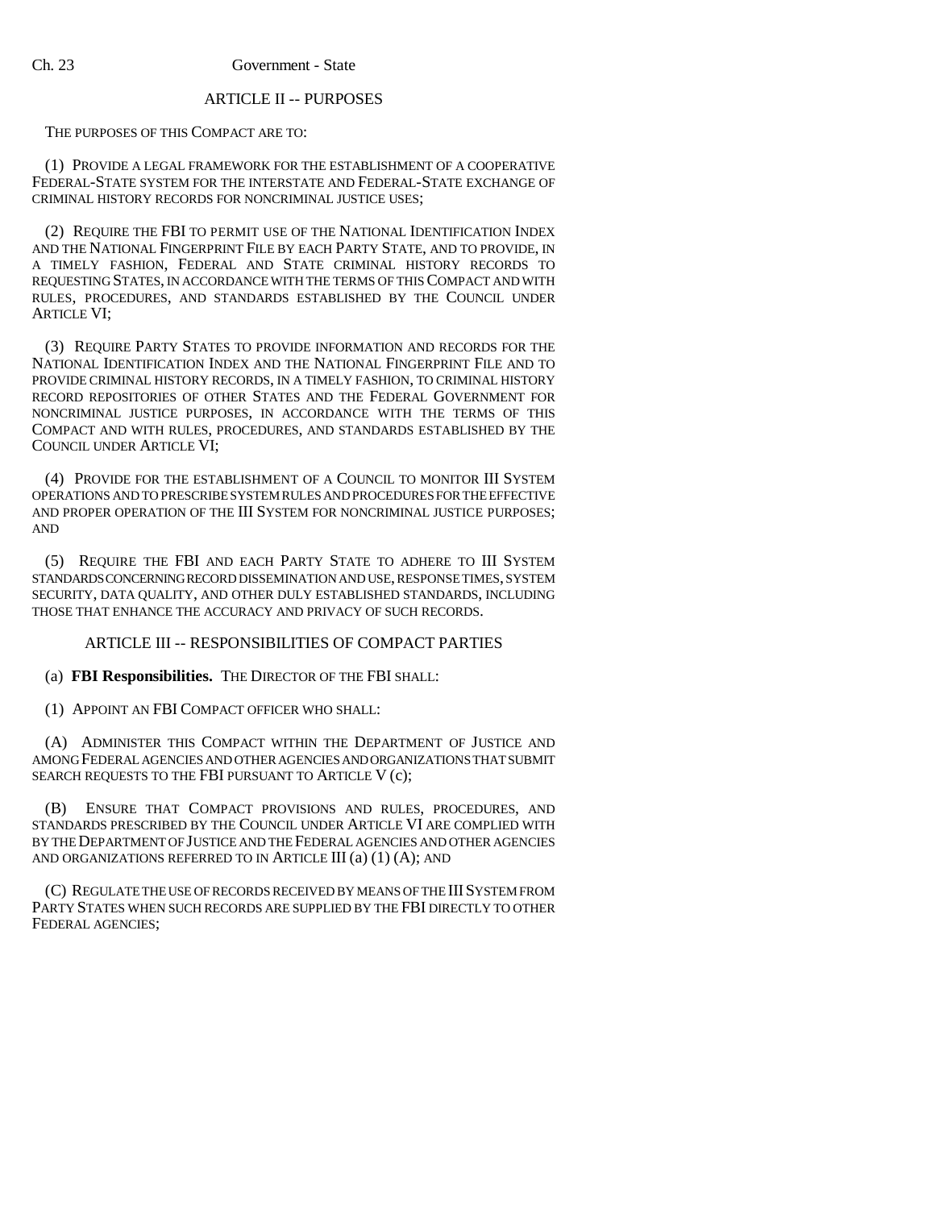## ARTICLE II -- PURPOSES

THE PURPOSES OF THIS COMPACT ARE TO:

(1) PROVIDE A LEGAL FRAMEWORK FOR THE ESTABLISHMENT OF A COOPERATIVE FEDERAL-STATE SYSTEM FOR THE INTERSTATE AND FEDERAL-STATE EXCHANGE OF CRIMINAL HISTORY RECORDS FOR NONCRIMINAL JUSTICE USES;

(2) REQUIRE THE FBI TO PERMIT USE OF THE NATIONAL IDENTIFICATION INDEX AND THE NATIONAL FINGERPRINT FILE BY EACH PARTY STATE, AND TO PROVIDE, IN A TIMELY FASHION, FEDERAL AND STATE CRIMINAL HISTORY RECORDS TO REQUESTING STATES, IN ACCORDANCE WITH THE TERMS OF THIS COMPACT AND WITH RULES, PROCEDURES, AND STANDARDS ESTABLISHED BY THE COUNCIL UNDER ARTICLE VI;

(3) REQUIRE PARTY STATES TO PROVIDE INFORMATION AND RECORDS FOR THE NATIONAL IDENTIFICATION INDEX AND THE NATIONAL FINGERPRINT FILE AND TO PROVIDE CRIMINAL HISTORY RECORDS, IN A TIMELY FASHION, TO CRIMINAL HISTORY RECORD REPOSITORIES OF OTHER STATES AND THE FEDERAL GOVERNMENT FOR NONCRIMINAL JUSTICE PURPOSES, IN ACCORDANCE WITH THE TERMS OF THIS COMPACT AND WITH RULES, PROCEDURES, AND STANDARDS ESTABLISHED BY THE COUNCIL UNDER ARTICLE VI;

(4) PROVIDE FOR THE ESTABLISHMENT OF A COUNCIL TO MONITOR III SYSTEM OPERATIONS AND TO PRESCRIBE SYSTEM RULES AND PROCEDURES FOR THE EFFECTIVE AND PROPER OPERATION OF THE III SYSTEM FOR NONCRIMINAL JUSTICE PURPOSES; AND

(5) REQUIRE THE FBI AND EACH PARTY STATE TO ADHERE TO III SYSTEM STANDARDS CONCERNING RECORD DISSEMINATION AND USE, RESPONSE TIMES, SYSTEM SECURITY, DATA QUALITY, AND OTHER DULY ESTABLISHED STANDARDS, INCLUDING THOSE THAT ENHANCE THE ACCURACY AND PRIVACY OF SUCH RECORDS.

## ARTICLE III -- RESPONSIBILITIES OF COMPACT PARTIES

(a) **FBI Responsibilities.** THE DIRECTOR OF THE FBI SHALL:

(1) APPOINT AN FBI COMPACT OFFICER WHO SHALL:

(A) ADMINISTER THIS COMPACT WITHIN THE DEPARTMENT OF JUSTICE AND AMONG FEDERAL AGENCIES AND OTHER AGENCIES AND ORGANIZATIONS THAT SUBMIT SEARCH REQUESTS TO THE FBI PURSUANT TO ARTICLE V (c);

(B) ENSURE THAT COMPACT PROVISIONS AND RULES, PROCEDURES, AND STANDARDS PRESCRIBED BY THE COUNCIL UNDER ARTICLE VI ARE COMPLIED WITH BY THE DEPARTMENT OF JUSTICE AND THE FEDERAL AGENCIES AND OTHER AGENCIES AND ORGANIZATIONS REFERRED TO IN ARTICLE III (a) (1) (A); AND

(C) REGULATE THE USE OF RECORDS RECEIVED BY MEANS OF THE III SYSTEM FROM PARTY STATES WHEN SUCH RECORDS ARE SUPPLIED BY THE FBI DIRECTLY TO OTHER FEDERAL AGENCIES;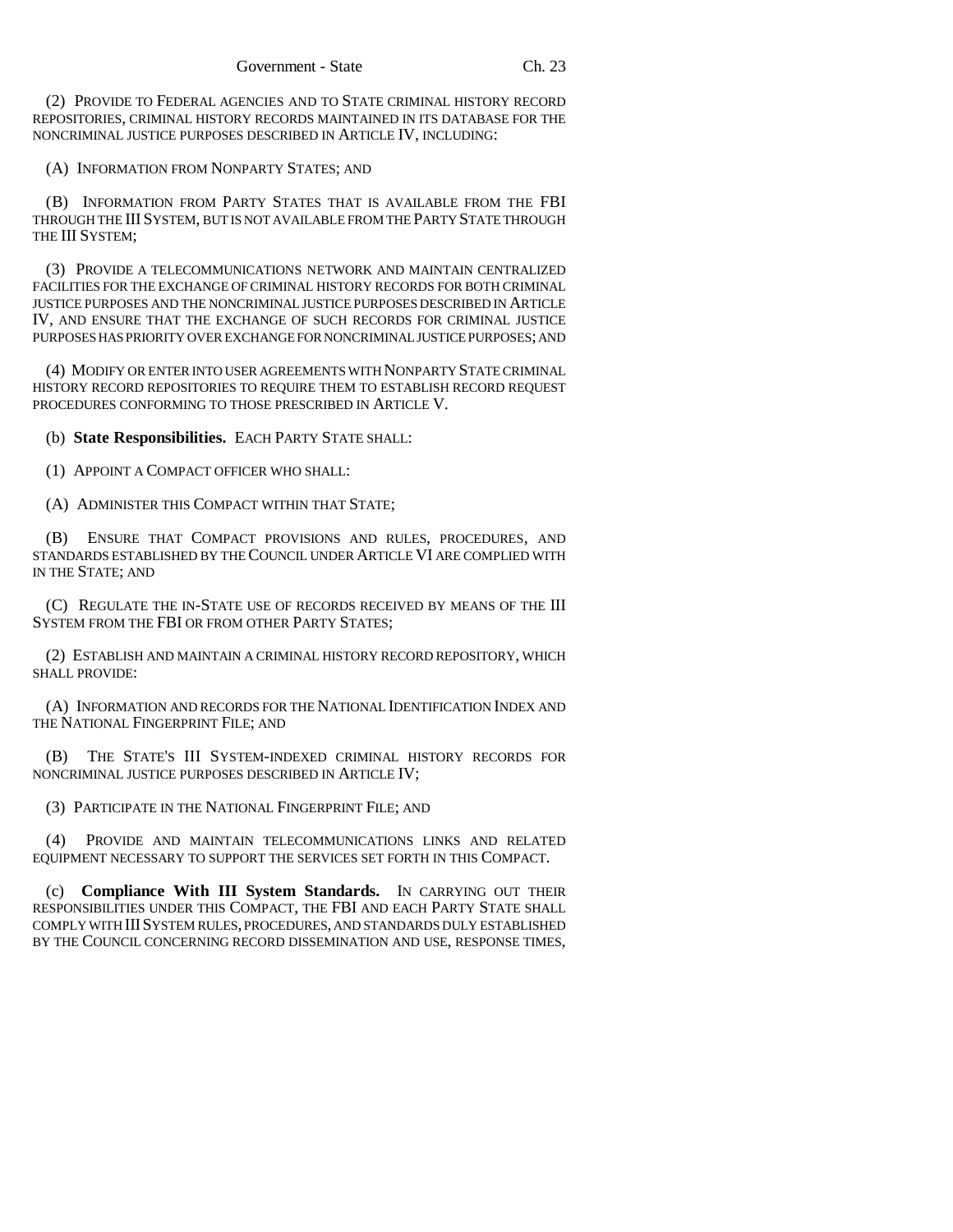(2) PROVIDE TO FEDERAL AGENCIES AND TO STATE CRIMINAL HISTORY RECORD REPOSITORIES, CRIMINAL HISTORY RECORDS MAINTAINED IN ITS DATABASE FOR THE NONCRIMINAL JUSTICE PURPOSES DESCRIBED IN ARTICLE IV, INCLUDING:

(A) INFORMATION FROM NONPARTY STATES; AND

(B) INFORMATION FROM PARTY STATES THAT IS AVAILABLE FROM THE FBI THROUGH THE III SYSTEM, BUT IS NOT AVAILABLE FROM THE PARTY STATE THROUGH THE III SYSTEM;

(3) PROVIDE A TELECOMMUNICATIONS NETWORK AND MAINTAIN CENTRALIZED FACILITIES FOR THE EXCHANGE OF CRIMINAL HISTORY RECORDS FOR BOTH CRIMINAL JUSTICE PURPOSES AND THE NONCRIMINAL JUSTICE PURPOSES DESCRIBED IN ARTICLE IV, AND ENSURE THAT THE EXCHANGE OF SUCH RECORDS FOR CRIMINAL JUSTICE PURPOSES HAS PRIORITY OVER EXCHANGE FOR NONCRIMINAL JUSTICE PURPOSES; AND

(4) MODIFY OR ENTER INTO USER AGREEMENTS WITH NONPARTY STATE CRIMINAL HISTORY RECORD REPOSITORIES TO REQUIRE THEM TO ESTABLISH RECORD REQUEST PROCEDURES CONFORMING TO THOSE PRESCRIBED IN ARTICLE V.

(b) **State Responsibilities.** EACH PARTY STATE SHALL:

(1) APPOINT A COMPACT OFFICER WHO SHALL:

(A) ADMINISTER THIS COMPACT WITHIN THAT STATE;

(B) ENSURE THAT COMPACT PROVISIONS AND RULES, PROCEDURES, AND STANDARDS ESTABLISHED BY THE COUNCIL UNDER ARTICLE VI ARE COMPLIED WITH IN THE STATE; AND

(C) REGULATE THE IN-STATE USE OF RECORDS RECEIVED BY MEANS OF THE III SYSTEM FROM THE FBI OR FROM OTHER PARTY STATES;

(2) ESTABLISH AND MAINTAIN A CRIMINAL HISTORY RECORD REPOSITORY, WHICH SHALL PROVIDE:

(A) INFORMATION AND RECORDS FOR THE NATIONAL IDENTIFICATION INDEX AND THE NATIONAL FINGERPRINT FILE; AND

(B) THE STATE'S III SYSTEM-INDEXED CRIMINAL HISTORY RECORDS FOR NONCRIMINAL JUSTICE PURPOSES DESCRIBED IN ARTICLE IV;

(3) PARTICIPATE IN THE NATIONAL FINGERPRINT FILE; AND

(4) PROVIDE AND MAINTAIN TELECOMMUNICATIONS LINKS AND RELATED EQUIPMENT NECESSARY TO SUPPORT THE SERVICES SET FORTH IN THIS COMPACT.

(c) **Compliance With III System Standards.** IN CARRYING OUT THEIR RESPONSIBILITIES UNDER THIS COMPACT, THE FBI AND EACH PARTY STATE SHALL COMPLY WITH III SYSTEM RULES, PROCEDURES, AND STANDARDS DULY ESTABLISHED BY THE COUNCIL CONCERNING RECORD DISSEMINATION AND USE, RESPONSE TIMES,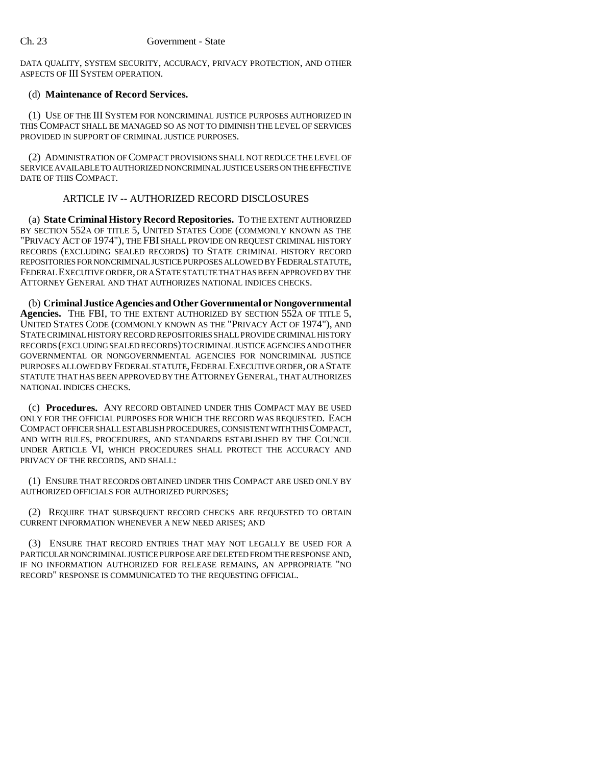DATA QUALITY, SYSTEM SECURITY, ACCURACY, PRIVACY PROTECTION, AND OTHER ASPECTS OF III SYSTEM OPERATION.

(d) **Maintenance of Record Services.**

(1) USE OF THE III SYSTEM FOR NONCRIMINAL JUSTICE PURPOSES AUTHORIZED IN THIS COMPACT SHALL BE MANAGED SO AS NOT TO DIMINISH THE LEVEL OF SERVICES PROVIDED IN SUPPORT OF CRIMINAL JUSTICE PURPOSES.

(2) ADMINISTRATION OF COMPACT PROVISIONS SHALL NOT REDUCE THE LEVEL OF SERVICE AVAILABLE TO AUTHORIZED NONCRIMINAL JUSTICE USERS ON THE EFFECTIVE DATE OF THIS COMPACT.

## ARTICLE IV -- AUTHORIZED RECORD DISCLOSURES

(a) **State Criminal History Record Repositories.** TO THE EXTENT AUTHORIZED BY SECTION 552A OF TITLE 5, UNITED STATES CODE (COMMONLY KNOWN AS THE "PRIVACY ACT OF 1974"), THE FBI SHALL PROVIDE ON REQUEST CRIMINAL HISTORY RECORDS (EXCLUDING SEALED RECORDS) TO STATE CRIMINAL HISTORY RECORD REPOSITORIES FOR NONCRIMINAL JUSTICE PURPOSES ALLOWED BY FEDERAL STATUTE, FEDERAL EXECUTIVE ORDER, OR A STATE STATUTE THAT HAS BEEN APPROVED BY THE ATTORNEY GENERAL AND THAT AUTHORIZES NATIONAL INDICES CHECKS.

(b) **Criminal Justice Agencies and Other Governmental or Nongovernmental Agencies.** THE FBI, TO THE EXTENT AUTHORIZED BY SECTION 552A OF TITLE 5, UNITED STATES CODE (COMMONLY KNOWN AS THE "PRIVACY ACT OF 1974"), AND STATE CRIMINAL HISTORY RECORD REPOSITORIES SHALL PROVIDE CRIMINAL HISTORY RECORDS (EXCLUDING SEALED RECORDS) TO CRIMINAL JUSTICE AGENCIES AND OTHER GOVERNMENTAL OR NONGOVERNMENTAL AGENCIES FOR NONCRIMINAL JUSTICE PURPOSES ALLOWED BY FEDERAL STATUTE, FEDERAL EXECUTIVE ORDER, OR A STATE STATUTE THAT HAS BEEN APPROVED BY THE ATTORNEY GENERAL, THAT AUTHORIZES NATIONAL INDICES CHECKS.

(c) **Procedures.** ANY RECORD OBTAINED UNDER THIS COMPACT MAY BE USED ONLY FOR THE OFFICIAL PURPOSES FOR WHICH THE RECORD WAS REQUESTED. EACH COMPACT OFFICER SHALL ESTABLISH PROCEDURES, CONSISTENT WITH THIS COMPACT, AND WITH RULES, PROCEDURES, AND STANDARDS ESTABLISHED BY THE COUNCIL UNDER ARTICLE VI, WHICH PROCEDURES SHALL PROTECT THE ACCURACY AND PRIVACY OF THE RECORDS, AND SHALL:

(1) ENSURE THAT RECORDS OBTAINED UNDER THIS COMPACT ARE USED ONLY BY AUTHORIZED OFFICIALS FOR AUTHORIZED PURPOSES;

(2) REQUIRE THAT SUBSEQUENT RECORD CHECKS ARE REQUESTED TO OBTAIN CURRENT INFORMATION WHENEVER A NEW NEED ARISES; AND

(3) ENSURE THAT RECORD ENTRIES THAT MAY NOT LEGALLY BE USED FOR A PARTICULAR NONCRIMINAL JUSTICE PURPOSE ARE DELETED FROM THE RESPONSE AND, IF NO INFORMATION AUTHORIZED FOR RELEASE REMAINS, AN APPROPRIATE "NO RECORD" RESPONSE IS COMMUNICATED TO THE REQUESTING OFFICIAL.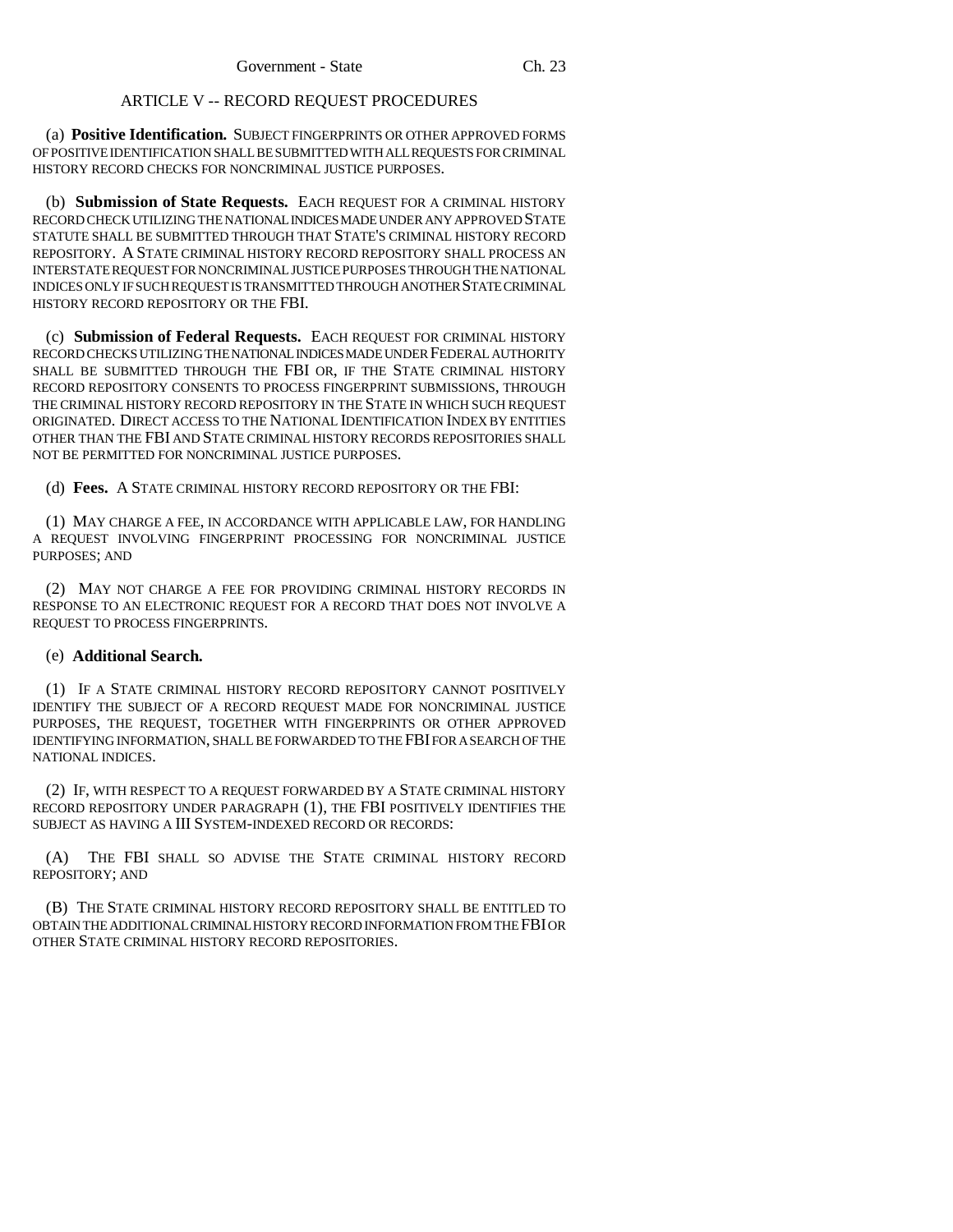## ARTICLE V -- RECORD REQUEST PROCEDURES

(a) **Positive Identification.** SUBJECT FINGERPRINTS OR OTHER APPROVED FORMS OF POSITIVE IDENTIFICATION SHALL BE SUBMITTED WITH ALL REQUESTS FOR CRIMINAL HISTORY RECORD CHECKS FOR NONCRIMINAL JUSTICE PURPOSES.

(b) **Submission of State Requests.** EACH REQUEST FOR A CRIMINAL HISTORY RECORD CHECK UTILIZING THE NATIONAL INDICES MADE UNDER ANY APPROVED STATE STATUTE SHALL BE SUBMITTED THROUGH THAT STATE'S CRIMINAL HISTORY RECORD REPOSITORY. A STATE CRIMINAL HISTORY RECORD REPOSITORY SHALL PROCESS AN INTERSTATE REQUEST FOR NONCRIMINAL JUSTICE PURPOSES THROUGH THE NATIONAL INDICES ONLY IF SUCH REQUEST IS TRANSMITTED THROUGH ANOTHER STATE CRIMINAL HISTORY RECORD REPOSITORY OR THE FBI.

(c) **Submission of Federal Requests.** EACH REQUEST FOR CRIMINAL HISTORY RECORD CHECKS UTILIZING THE NATIONAL INDICES MADE UNDER FEDERAL AUTHORITY SHALL BE SUBMITTED THROUGH THE FBI OR, IF THE STATE CRIMINAL HISTORY RECORD REPOSITORY CONSENTS TO PROCESS FINGERPRINT SUBMISSIONS, THROUGH THE CRIMINAL HISTORY RECORD REPOSITORY IN THE STATE IN WHICH SUCH REQUEST ORIGINATED. DIRECT ACCESS TO THE NATIONAL IDENTIFICATION INDEX BY ENTITIES OTHER THAN THE FBI AND STATE CRIMINAL HISTORY RECORDS REPOSITORIES SHALL NOT BE PERMITTED FOR NONCRIMINAL JUSTICE PURPOSES.

(d) **Fees.** A STATE CRIMINAL HISTORY RECORD REPOSITORY OR THE FBI:

(1) MAY CHARGE A FEE, IN ACCORDANCE WITH APPLICABLE LAW, FOR HANDLING A REQUEST INVOLVING FINGERPRINT PROCESSING FOR NONCRIMINAL JUSTICE PURPOSES; AND

(2) MAY NOT CHARGE A FEE FOR PROVIDING CRIMINAL HISTORY RECORDS IN RESPONSE TO AN ELECTRONIC REQUEST FOR A RECORD THAT DOES NOT INVOLVE A REQUEST TO PROCESS FINGERPRINTS.

(e) **Additional Search.**

(1) IF A STATE CRIMINAL HISTORY RECORD REPOSITORY CANNOT POSITIVELY IDENTIFY THE SUBJECT OF A RECORD REQUEST MADE FOR NONCRIMINAL JUSTICE PURPOSES, THE REQUEST, TOGETHER WITH FINGERPRINTS OR OTHER APPROVED IDENTIFYING INFORMATION, SHALL BE FORWARDED TO THE FBI FOR A SEARCH OF THE NATIONAL INDICES.

(2) IF, WITH RESPECT TO A REQUEST FORWARDED BY A STATE CRIMINAL HISTORY RECORD REPOSITORY UNDER PARAGRAPH (1), THE FBI POSITIVELY IDENTIFIES THE SUBJECT AS HAVING A III SYSTEM-INDEXED RECORD OR RECORDS:

(A) THE FBI SHALL SO ADVISE THE STATE CRIMINAL HISTORY RECORD REPOSITORY; AND

(B) THE STATE CRIMINAL HISTORY RECORD REPOSITORY SHALL BE ENTITLED TO OBTAIN THE ADDITIONAL CRIMINAL HISTORY RECORD INFORMATION FROM THE FBI OR OTHER STATE CRIMINAL HISTORY RECORD REPOSITORIES.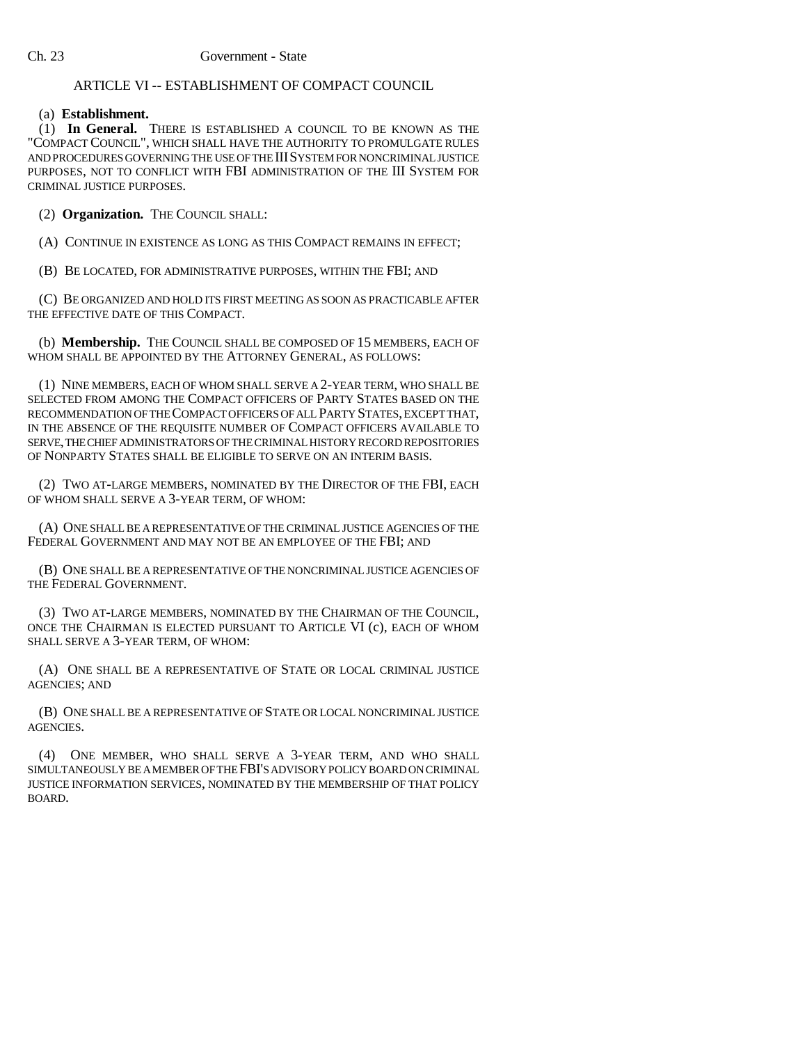ARTICLE VI -- ESTABLISHMENT OF COMPACT COUNCIL

(a) **Establishment.**

(1) **In General.** THERE IS ESTABLISHED A COUNCIL TO BE KNOWN AS THE "COMPACT COUNCIL", WHICH SHALL HAVE THE AUTHORITY TO PROMULGATE RULES AND PROCEDURES GOVERNING THE USE OF THE III SYSTEM FOR NONCRIMINAL JUSTICE PURPOSES, NOT TO CONFLICT WITH FBI ADMINISTRATION OF THE III SYSTEM FOR CRIMINAL JUSTICE PURPOSES.

(2) **Organization.** THE COUNCIL SHALL:

(A) CONTINUE IN EXISTENCE AS LONG AS THIS COMPACT REMAINS IN EFFECT;

(B) BE LOCATED, FOR ADMINISTRATIVE PURPOSES, WITHIN THE FBI; AND

(C) BE ORGANIZED AND HOLD ITS FIRST MEETING AS SOON AS PRACTICABLE AFTER THE EFFECTIVE DATE OF THIS COMPACT.

(b) **Membership.** THE COUNCIL SHALL BE COMPOSED OF 15 MEMBERS, EACH OF WHOM SHALL BE APPOINTED BY THE ATTORNEY GENERAL, AS FOLLOWS:

(1) NINE MEMBERS, EACH OF WHOM SHALL SERVE A 2-YEAR TERM, WHO SHALL BE SELECTED FROM AMONG THE COMPACT OFFICERS OF PARTY STATES BASED ON THE RECOMMENDATION OF THE COMPACT OFFICERS OF ALL PARTY STATES, EXCEPT THAT, IN THE ABSENCE OF THE REQUISITE NUMBER OF COMPACT OFFICERS AVAILABLE TO SERVE, THE CHIEF ADMINISTRATORS OF THE CRIMINAL HISTORY RECORD REPOSITORIES OF NONPARTY STATES SHALL BE ELIGIBLE TO SERVE ON AN INTERIM BASIS.

(2) TWO AT-LARGE MEMBERS, NOMINATED BY THE DIRECTOR OF THE FBI, EACH OF WHOM SHALL SERVE A 3-YEAR TERM, OF WHOM:

(A) ONE SHALL BE A REPRESENTATIVE OF THE CRIMINAL JUSTICE AGENCIES OF THE FEDERAL GOVERNMENT AND MAY NOT BE AN EMPLOYEE OF THE FBI; AND

(B) ONE SHALL BE A REPRESENTATIVE OF THE NONCRIMINAL JUSTICE AGENCIES OF THE FEDERAL GOVERNMENT.

(3) TWO AT-LARGE MEMBERS, NOMINATED BY THE CHAIRMAN OF THE COUNCIL, ONCE THE CHAIRMAN IS ELECTED PURSUANT TO ARTICLE VI (c), EACH OF WHOM SHALL SERVE A 3-YEAR TERM, OF WHOM:

(A) ONE SHALL BE A REPRESENTATIVE OF STATE OR LOCAL CRIMINAL JUSTICE AGENCIES; AND

(B) ONE SHALL BE A REPRESENTATIVE OF STATE OR LOCAL NONCRIMINAL JUSTICE AGENCIES.

(4) ONE MEMBER, WHO SHALL SERVE A 3-YEAR TERM, AND WHO SHALL SIMULTANEOUSLY BE A MEMBER OF THE FBI'S ADVISORY POLICY BOARD ON CRIMINAL JUSTICE INFORMATION SERVICES, NOMINATED BY THE MEMBERSHIP OF THAT POLICY BOARD.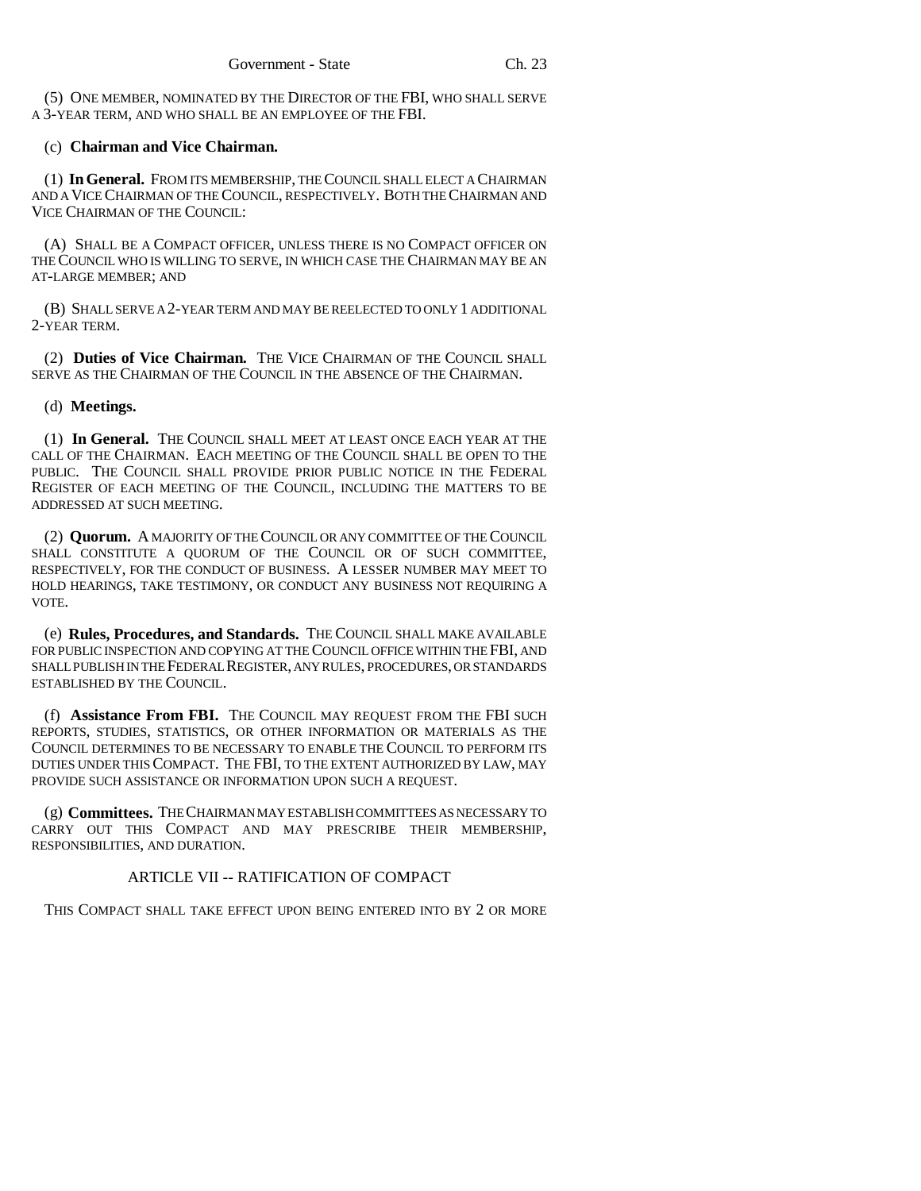(5) ONE MEMBER, NOMINATED BY THE DIRECTOR OF THE FBI, WHO SHALL SERVE A 3-YEAR TERM, AND WHO SHALL BE AN EMPLOYEE OF THE FBI.

(c) **Chairman and Vice Chairman.**

(1) **In General.** FROM ITS MEMBERSHIP, THE COUNCIL SHALL ELECT A CHAIRMAN AND A VICE CHAIRMAN OF THE COUNCIL, RESPECTIVELY. BOTH THE CHAIRMAN AND VICE CHAIRMAN OF THE COUNCIL:

(A) SHALL BE A COMPACT OFFICER, UNLESS THERE IS NO COMPACT OFFICER ON THE COUNCIL WHO IS WILLING TO SERVE, IN WHICH CASE THE CHAIRMAN MAY BE AN AT-LARGE MEMBER; AND

(B) SHALL SERVE A 2-YEAR TERM AND MAY BE REELECTED TO ONLY 1 ADDITIONAL 2-YEAR TERM.

(2) **Duties of Vice Chairman.** THE VICE CHAIRMAN OF THE COUNCIL SHALL SERVE AS THE CHAIRMAN OF THE COUNCIL IN THE ABSENCE OF THE CHAIRMAN.

(d) **Meetings.**

(1) **In General.** THE COUNCIL SHALL MEET AT LEAST ONCE EACH YEAR AT THE CALL OF THE CHAIRMAN. EACH MEETING OF THE COUNCIL SHALL BE OPEN TO THE PUBLIC. THE COUNCIL SHALL PROVIDE PRIOR PUBLIC NOTICE IN THE FEDERAL REGISTER OF EACH MEETING OF THE COUNCIL, INCLUDING THE MATTERS TO BE ADDRESSED AT SUCH MEETING.

(2) **Quorum.** A MAJORITY OF THE COUNCIL OR ANY COMMITTEE OF THE COUNCIL SHALL CONSTITUTE A QUORUM OF THE COUNCIL OR OF SUCH COMMITTEE, RESPECTIVELY, FOR THE CONDUCT OF BUSINESS. A LESSER NUMBER MAY MEET TO HOLD HEARINGS, TAKE TESTIMONY, OR CONDUCT ANY BUSINESS NOT REQUIRING A VOTE.

(e) **Rules, Procedures, and Standards.** THE COUNCIL SHALL MAKE AVAILABLE FOR PUBLIC INSPECTION AND COPYING AT THE COUNCIL OFFICE WITHIN THE FBI, AND SHALL PUBLISH IN THE FEDERAL REGISTER, ANY RULES, PROCEDURES, OR STANDARDS ESTABLISHED BY THE COUNCIL.

(f) **Assistance From FBI.** THE COUNCIL MAY REQUEST FROM THE FBI SUCH REPORTS, STUDIES, STATISTICS, OR OTHER INFORMATION OR MATERIALS AS THE COUNCIL DETERMINES TO BE NECESSARY TO ENABLE THE COUNCIL TO PERFORM ITS DUTIES UNDER THIS COMPACT. THE FBI, TO THE EXTENT AUTHORIZED BY LAW, MAY PROVIDE SUCH ASSISTANCE OR INFORMATION UPON SUCH A REQUEST.

(g) **Committees.** THE CHAIRMAN MAY ESTABLISH COMMITTEES AS NECESSARY TO CARRY OUT THIS COMPACT AND MAY PRESCRIBE THEIR MEMBERSHIP, RESPONSIBILITIES, AND DURATION.

ARTICLE VII -- RATIFICATION OF COMPACT

THIS COMPACT SHALL TAKE EFFECT UPON BEING ENTERED INTO BY 2 OR MORE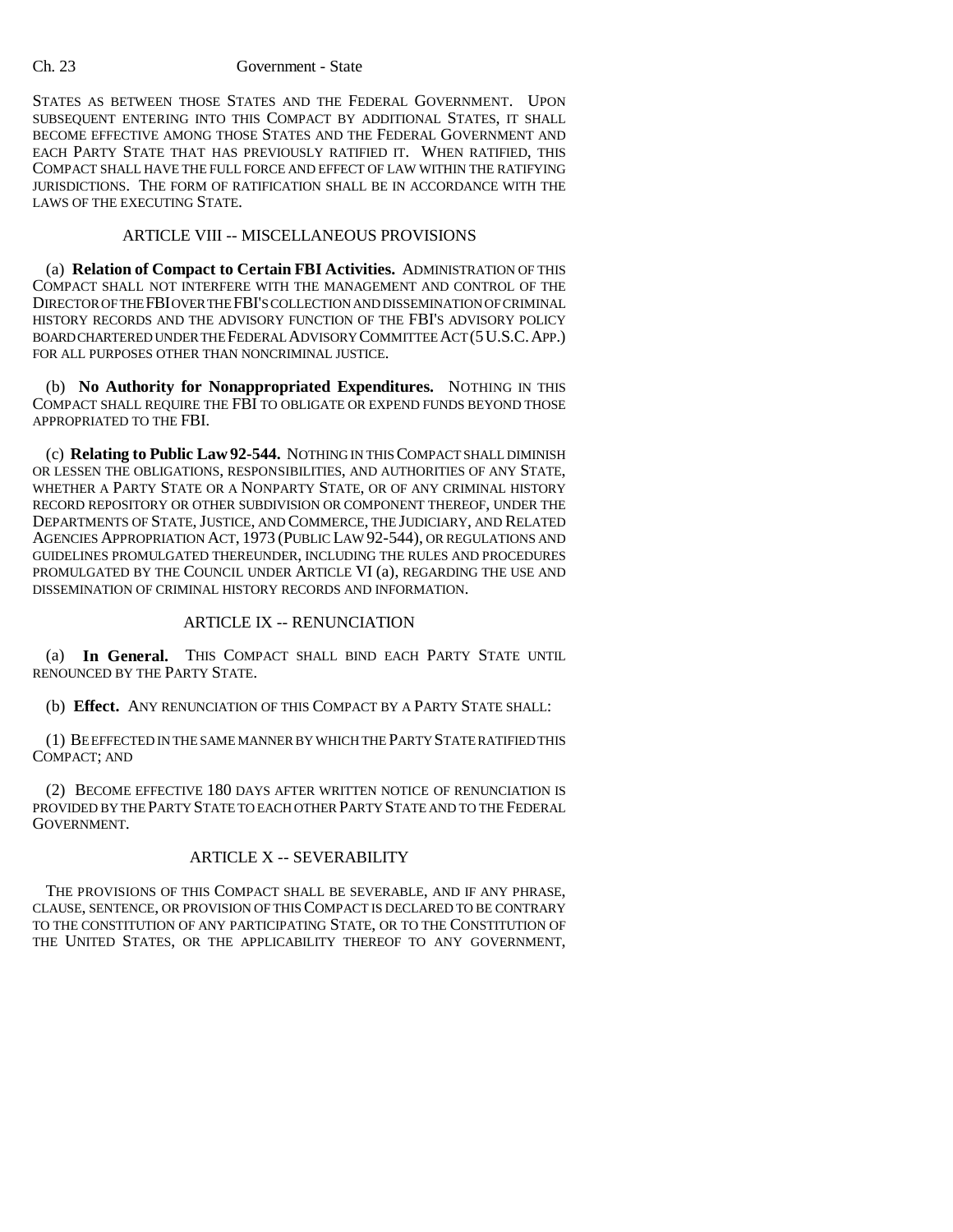STATES AS BETWEEN THOSE STATES AND THE FEDERAL GOVERNMENT. UPON SUBSEQUENT ENTERING INTO THIS COMPACT BY ADDITIONAL STATES, IT SHALL BECOME EFFECTIVE AMONG THOSE STATES AND THE FEDERAL GOVERNMENT AND EACH PARTY STATE THAT HAS PREVIOUSLY RATIFIED IT. WHEN RATIFIED, THIS COMPACT SHALL HAVE THE FULL FORCE AND EFFECT OF LAW WITHIN THE RATIFYING JURISDICTIONS. THE FORM OF RATIFICATION SHALL BE IN ACCORDANCE WITH THE LAWS OF THE EXECUTING STATE.

ARTICLE VIII -- MISCELLANEOUS PROVISIONS

(a) **Relation of Compact to Certain FBI Activities.** ADMINISTRATION OF THIS COMPACT SHALL NOT INTERFERE WITH THE MANAGEMENT AND CONTROL OF THE DIRECTOR OF THE FBI OVER THE FBI'S COLLECTION AND DISSEMINATION OF CRIMINAL HISTORY RECORDS AND THE ADVISORY FUNCTION OF THE FBI'S ADVISORY POLICY BOARD CHARTERED UNDER THE FEDERAL ADVISORY COMMITTEE ACT (5 U.S.C. APP.) FOR ALL PURPOSES OTHER THAN NONCRIMINAL JUSTICE.

(b) **No Authority for Nonappropriated Expenditures.** NOTHING IN THIS COMPACT SHALL REQUIRE THE FBI TO OBLIGATE OR EXPEND FUNDS BEYOND THOSE APPROPRIATED TO THE FBI.

(c) **Relating to Public Law 92-544.** NOTHING IN THIS COMPACT SHALL DIMINISH OR LESSEN THE OBLIGATIONS, RESPONSIBILITIES, AND AUTHORITIES OF ANY STATE, WHETHER A PARTY STATE OR A NONPARTY STATE, OR OF ANY CRIMINAL HISTORY RECORD REPOSITORY OR OTHER SUBDIVISION OR COMPONENT THEREOF, UNDER THE DEPARTMENTS OF STATE, JUSTICE, AND COMMERCE, THE JUDICIARY, AND RELATED AGENCIES APPROPRIATION ACT, 1973 (PUBLIC LAW 92-544), OR REGULATIONS AND GUIDELINES PROMULGATED THEREUNDER, INCLUDING THE RULES AND PROCEDURES PROMULGATED BY THE COUNCIL UNDER ARTICLE VI (a), REGARDING THE USE AND DISSEMINATION OF CRIMINAL HISTORY RECORDS AND INFORMATION.

ARTICLE IX -- RENUNCIATION

(a) **In General.** THIS COMPACT SHALL BIND EACH PARTY STATE UNTIL RENOUNCED BY THE PARTY STATE.

(b) **Effect.** ANY RENUNCIATION OF THIS COMPACT BY A PARTY STATE SHALL:

(1) BE EFFECTED IN THE SAME MANNER BY WHICH THE PARTY STATE RATIFIED THIS COMPACT; AND

(2) BECOME EFFECTIVE 180 DAYS AFTER WRITTEN NOTICE OF RENUNCIATION IS PROVIDED BY THE PARTY STATE TO EACH OTHER PARTY STATE AND TO THE FEDERAL GOVERNMENT.

ARTICLE X -- SEVERABILITY

THE PROVISIONS OF THIS COMPACT SHALL BE SEVERABLE, AND IF ANY PHRASE, CLAUSE, SENTENCE, OR PROVISION OF THIS COMPACT IS DECLARED TO BE CONTRARY TO THE CONSTITUTION OF ANY PARTICIPATING STATE, OR TO THE CONSTITUTION OF THE UNITED STATES, OR THE APPLICABILITY THEREOF TO ANY GOVERNMENT,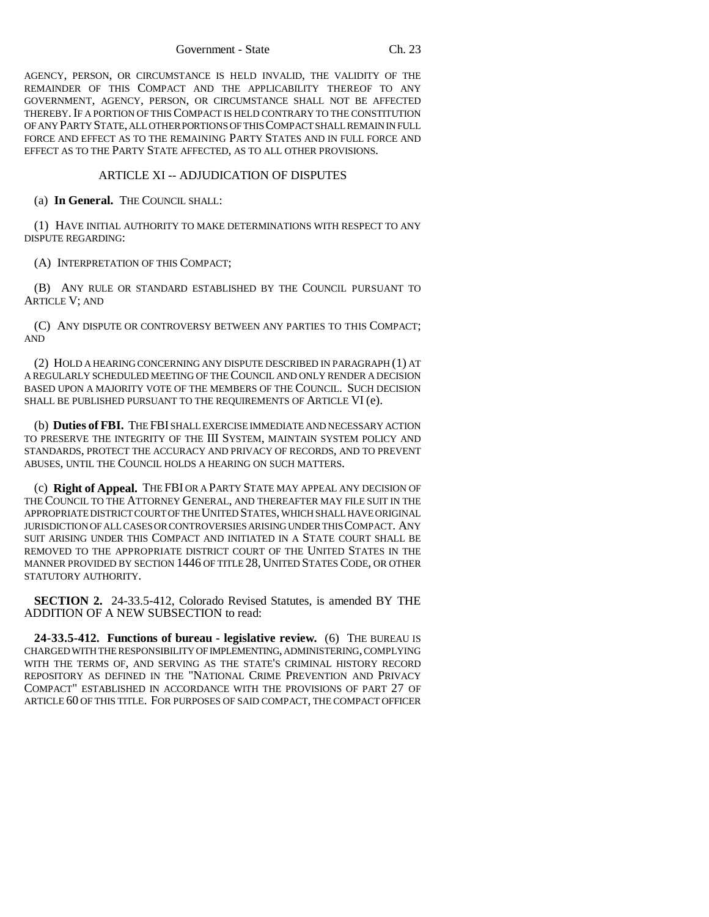AGENCY, PERSON, OR CIRCUMSTANCE IS HELD INVALID, THE VALIDITY OF THE REMAINDER OF THIS COMPACT AND THE APPLICABILITY THEREOF TO ANY GOVERNMENT, AGENCY, PERSON, OR CIRCUMSTANCE SHALL NOT BE AFFECTED THEREBY. IF A PORTION OF THIS COMPACT IS HELD CONTRARY TO THE CONSTITUTION OF ANY PARTY STATE, ALL OTHER PORTIONS OF THIS COMPACT SHALL REMAIN IN FULL FORCE AND EFFECT AS TO THE REMAINING PARTY STATES AND IN FULL FORCE AND EFFECT AS TO THE PARTY STATE AFFECTED, AS TO ALL OTHER PROVISIONS.

ARTICLE XI -- ADJUDICATION OF DISPUTES

(a) **In General.** THE COUNCIL SHALL:

(1) HAVE INITIAL AUTHORITY TO MAKE DETERMINATIONS WITH RESPECT TO ANY DISPUTE REGARDING:

(A) INTERPRETATION OF THIS COMPACT;

(B) ANY RULE OR STANDARD ESTABLISHED BY THE COUNCIL PURSUANT TO ARTICLE V; AND

(C) ANY DISPUTE OR CONTROVERSY BETWEEN ANY PARTIES TO THIS COMPACT; AND

(2) HOLD A HEARING CONCERNING ANY DISPUTE DESCRIBED IN PARAGRAPH (1) AT A REGULARLY SCHEDULED MEETING OF THE COUNCIL AND ONLY RENDER A DECISION BASED UPON A MAJORITY VOTE OF THE MEMBERS OF THE COUNCIL. SUCH DECISION SHALL BE PUBLISHED PURSUANT TO THE REQUIREMENTS OF ARTICLE VI (e).

(b) **Duties of FBI.** THE FBI SHALL EXERCISE IMMEDIATE AND NECESSARY ACTION TO PRESERVE THE INTEGRITY OF THE III SYSTEM, MAINTAIN SYSTEM POLICY AND STANDARDS, PROTECT THE ACCURACY AND PRIVACY OF RECORDS, AND TO PREVENT ABUSES, UNTIL THE COUNCIL HOLDS A HEARING ON SUCH MATTERS.

(c) **Right of Appeal.** THE FBI OR A PARTY STATE MAY APPEAL ANY DECISION OF THE COUNCIL TO THE ATTORNEY GENERAL, AND THEREAFTER MAY FILE SUIT IN THE APPROPRIATE DISTRICT COURT OF THE UNITED STATES, WHICH SHALL HAVE ORIGINAL JURISDICTION OF ALL CASES OR CONTROVERSIES ARISING UNDER THIS COMPACT. ANY SUIT ARISING UNDER THIS COMPACT AND INITIATED IN A STATE COURT SHALL BE REMOVED TO THE APPROPRIATE DISTRICT COURT OF THE UNITED STATES IN THE MANNER PROVIDED BY SECTION 1446 OF TITLE 28, UNITED STATES CODE, OR OTHER STATUTORY AUTHORITY.

**SECTION 2.** 24-33.5-412, Colorado Revised Statutes, is amended BY THE ADDITION OF A NEW SUBSECTION to read:

**24-33.5-412. Functions of bureau - legislative review.** (6) THE BUREAU IS CHARGED WITH THE RESPONSIBILITY OF IMPLEMENTING, ADMINISTERING, COMPLYING WITH THE TERMS OF, AND SERVING AS THE STATE'S CRIMINAL HISTORY RECORD REPOSITORY AS DEFINED IN THE "NATIONAL CRIME PREVENTION AND PRIVACY COMPACT" ESTABLISHED IN ACCORDANCE WITH THE PROVISIONS OF PART 27 OF ARTICLE 60 OF THIS TITLE. FOR PURPOSES OF SAID COMPACT, THE COMPACT OFFICER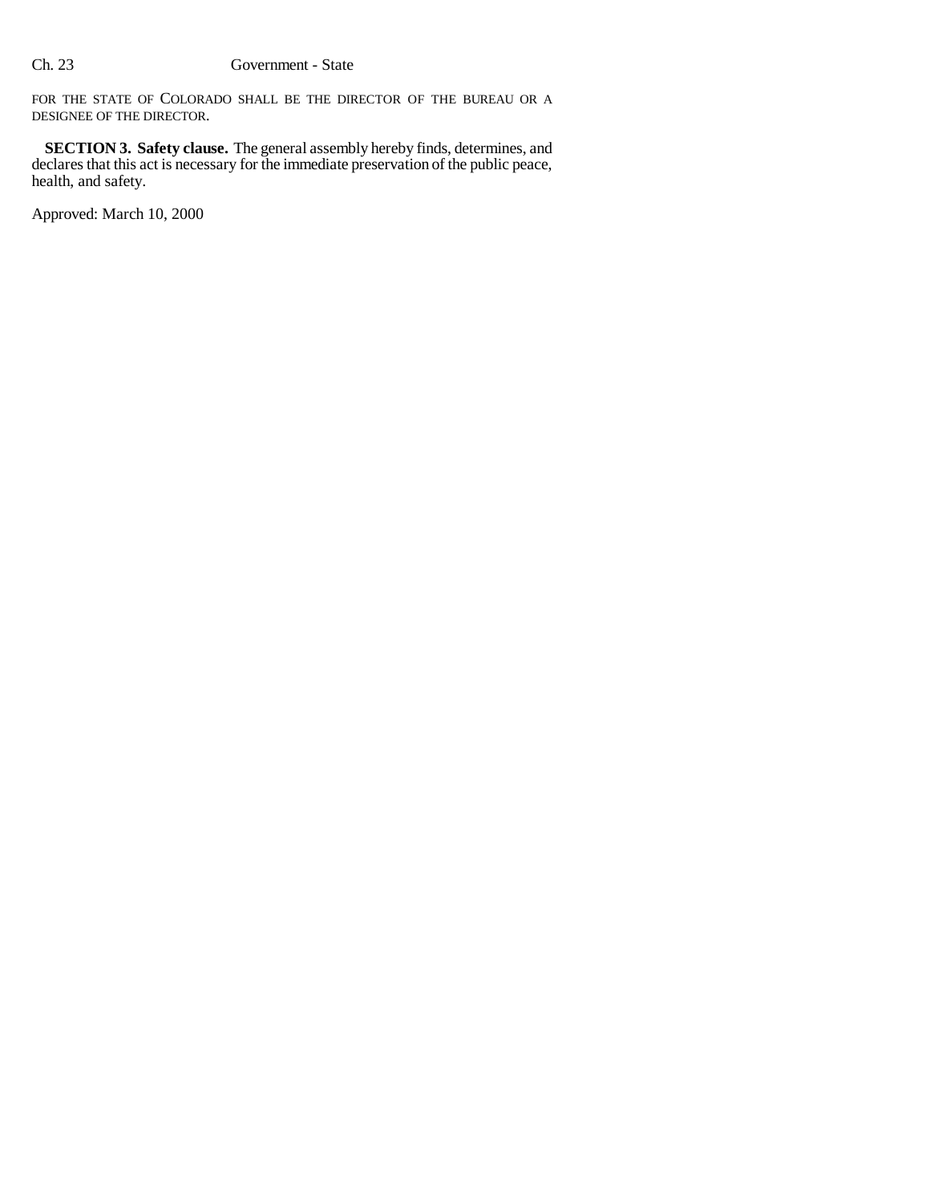FOR THE STATE OF COLORADO SHALL BE THE DIRECTOR OF THE BUREAU OR A DESIGNEE OF THE DIRECTOR.

**SECTION 3. Safety clause.** The general assembly hereby finds, determines, and declares that this act is necessary for the immediate preservation of the public peace, health, and safety.

Approved: March 10, 2000